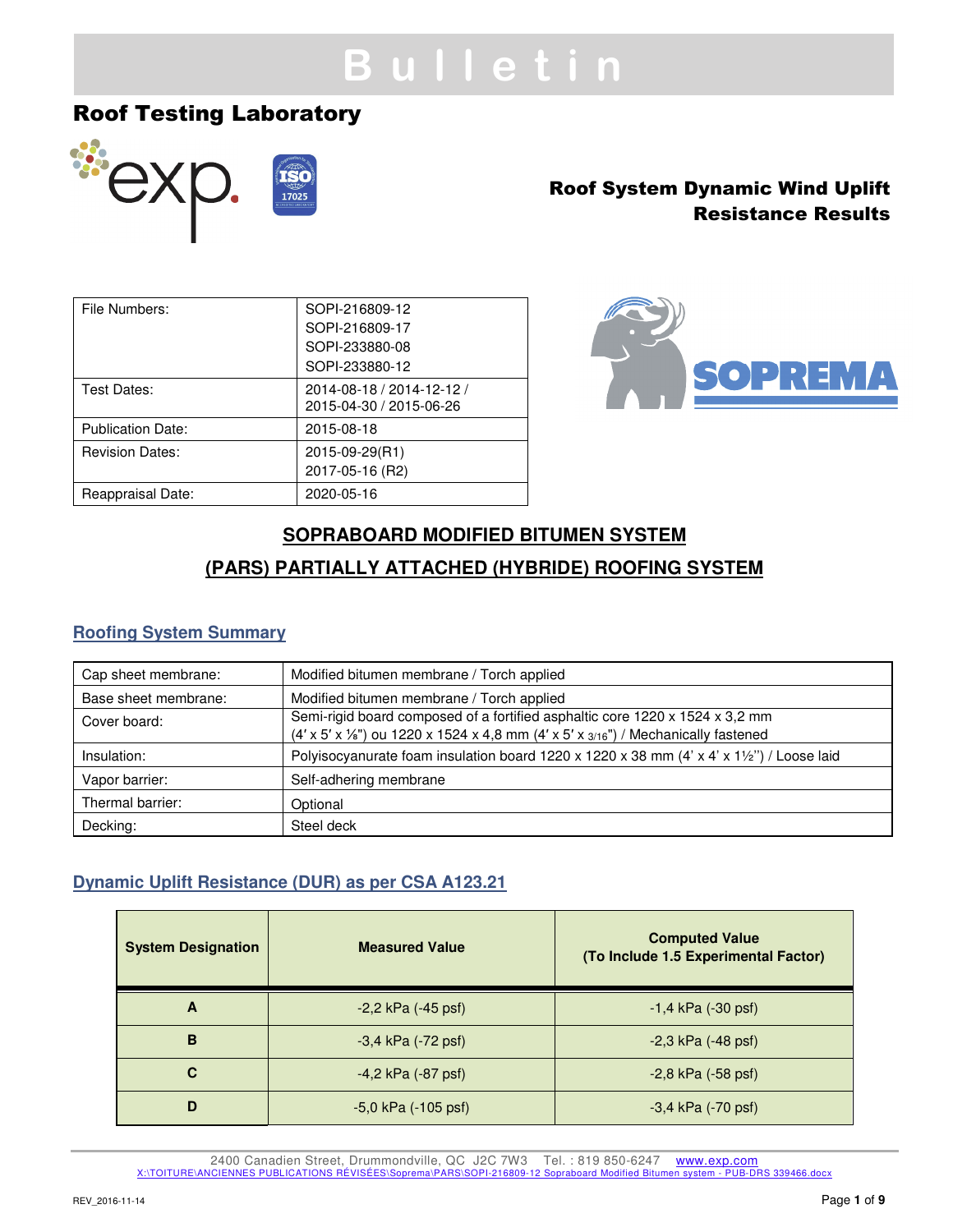# Bulletin

## Roof Testing Laboratory

## Roof System Dynamic Wind Uplift Resistance Results

| File Numbers: | SOPI-216809-12<br>SOPI-216809-17<br>SOPI-233880-08<br>SOPI-233880-12 |
|---|---|
| Test Dates: | 2014-08-18 / 2014-12-12 / 2015-04-30 / 2015-06-26 |
| Publication Date: | 2015-08-18 |
| Revision Dates: | 2015-09-29(R1)<br>2017-05-16 (R2) |
| Reappraisal Date: | 2020-05-16 |

## SOPRABOARD MODIFIED BITUMEN SYSTEM

## (PARS) PARTIALLY ATTACHED (HYBRIDE) ROOFING SYSTEM

### Roofing System Summary

| Cap sheet membrane: | Modified bitumen membrane / Torch applied |
|---|---|
| Base sheet membrane: | Modified bitumen membrane / Torch applied |
| Cover board: | Semi-rigid board composed of a fortified asphaltic core 1220 x 1524 x 3,2 mm (4′ x 5′ x ⅛") ou 1220 x 1524 x 4,8 mm (4′ x 5′ x 3/16") / Mechanically fastened |
| Insulation: | Polyisocyanurate foam insulation board 1220 x 1220 x 38 mm (4′ x 4′ x 1½'') / Loose laid |
| Vapor barrier: | Self-adhering membrane |
| Thermal barrier: | Optional |
| Decking: | Steel deck |

### Dynamic Uplift Resistance (DUR) as per CSA A123.21

| System Designation | Measured Value | Computed Value (To Include 1.5 Experimental Factor) |
|---|---|---|
| A | -2,2 kPa (-45 psf) | -1,4 kPa (-30 psf) |
| B | -3,4 kPa (-72 psf) | -2,3 kPa (-48 psf) |
| C | -4,2 kPa (-87 psf) | -2,8 kPa (-58 psf) |
| D | -5,0 kPa (-105 psf) | -3,4 kPa (-70 psf) |

2400 Canadien Street, Drummondville, QC J2C 7W3 Tel. : 819 850-6247 www.exp.com
X:\TOITURE\ANCIENNES PUBLICATIONS RÉVISÉES\Soprema\PARS\SOPI-216809-12 Sopraboard Modified Bitumen system - PUB-DRS 339466.docx

REV_2016-11-14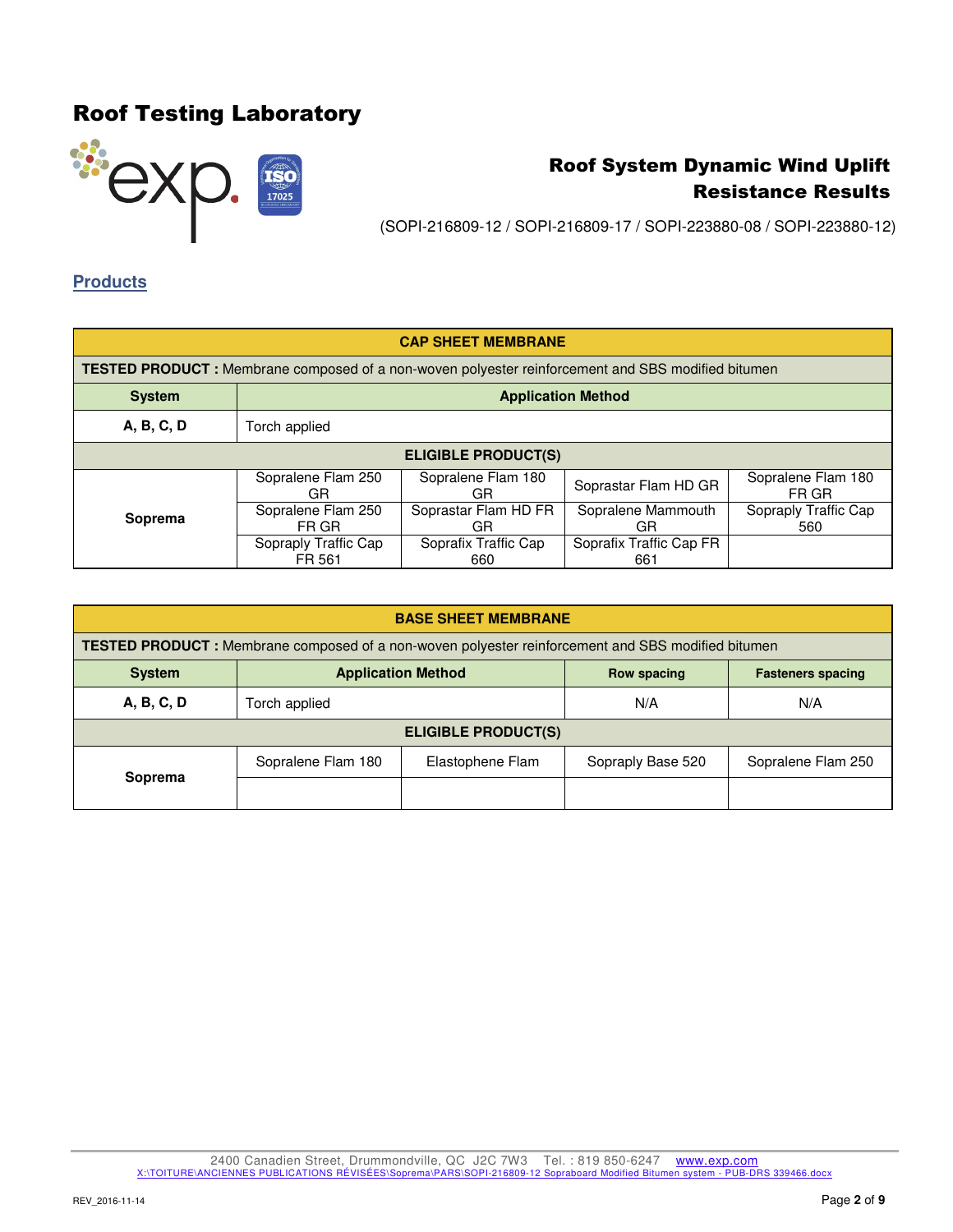# Roof Testing Laboratory

## Roof System Dynamic Wind Uplift Resistance Results

(SOPI-216809-12 / SOPI-216809-17 / SOPI-223880-08 / SOPI-223880-12)

## Products

| CAP SHEET MEMBRANE | | | | |
|---|---|---|---|---|
| **TESTED PRODUCT :** Membrane composed of a non-woven polyester reinforcement and SBS modified bitumen | | | | |
| **System** | **Application Method** | | | |
| **A, B, C, D** | Torch applied | | | |
| **ELIGIBLE PRODUCT(S)** | | | | |
| **Soprema** | Sopralene Flam 250 GR | Sopralene Flam 180 GR | Soprastar Flam HD GR | Sopralene Flam 180 FR GR |
| | Sopralene Flam 250 FR GR | Soprastar Flam HD FR GR | Sopralene Mammouth GR | Sopraply Traffic Cap 560 |
| | Sopraply Traffic Cap FR 561 | Soprafix Traffic Cap 660 | Soprafix Traffic Cap FR 661 | |

| BASE SHEET MEMBRANE | | | | |
|---|---|---|---|---|
| **TESTED PRODUCT :** Membrane composed of a non-woven polyester reinforcement and SBS modified bitumen | | | | |
| **System** | **Application Method** | | **Row spacing** | **Fasteners spacing** |
| **A, B, C, D** | Torch applied | | N/A | N/A |
| **ELIGIBLE PRODUCT(S)** | | | | |
| **Soprema** | Sopralene Flam 180 | Elastophene Flam | Sopraply Base 520 | Sopralene Flam 250 |
| | | | | |

2400 Canadien Street, Drummondville, QC J2C 7W3 Tel. : 819 850-6247 www.exp.com
X:\TOITURE\ANCIENNES PUBLICATIONS RÉVISÉES\Soprema\PARS\SOPI-216809-12 Sopraboard Modified Bitumen system - PUB-DRS 339466.docx

REV_2016-11-14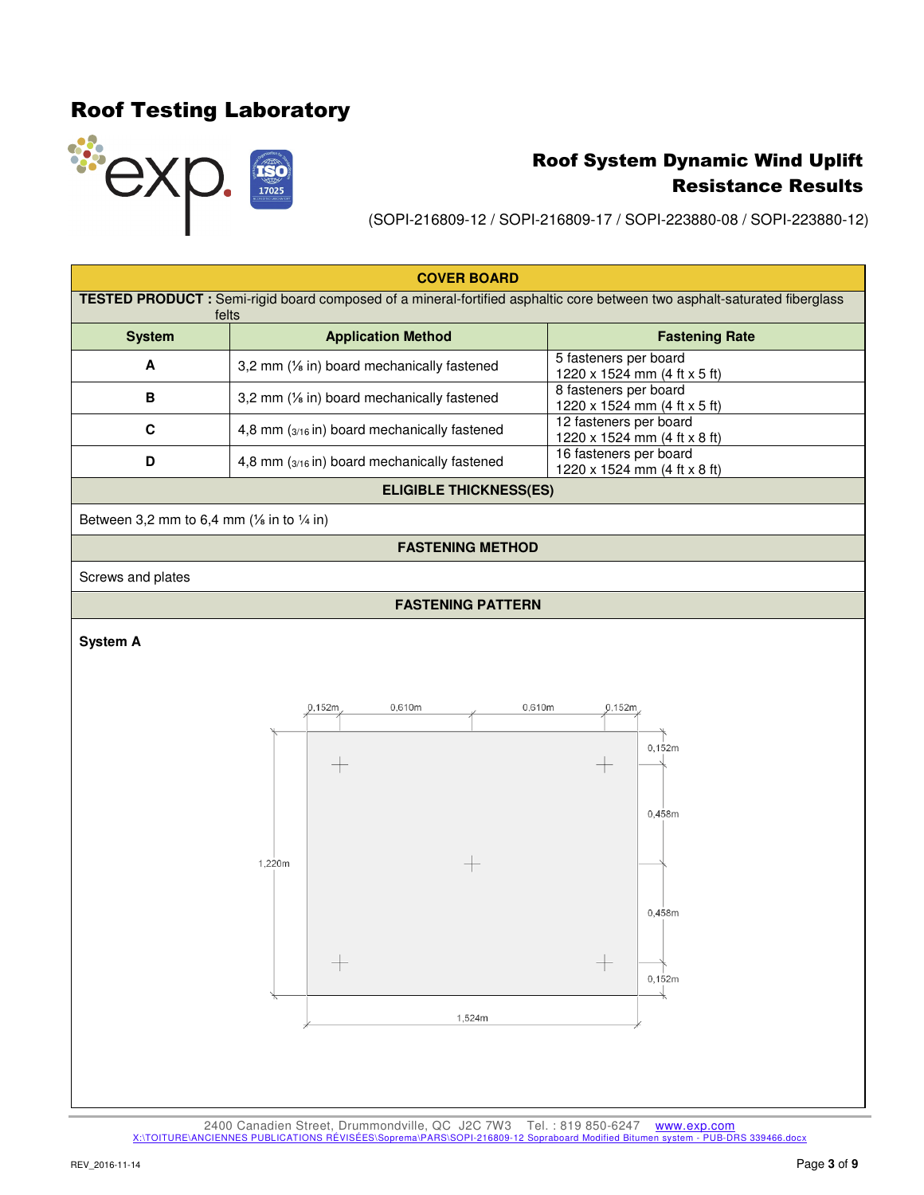# Roof Testing Laboratory

## Roof System Dynamic Wind Uplift Resistance Results

(SOPI-216809-12 / SOPI-216809-17 / SOPI-223880-08 / SOPI-223880-12)

| COVER BOARD | | |
|---|---|---|
| **TESTED PRODUCT :** Semi-rigid board composed of a mineral-fortified asphaltic core between two asphalt-saturated fiberglass felts | | |
| **System** | **Application Method** | **Fastening Rate** |
| **A** | 3,2 mm (⅛ in) board mechanically fastened | 5 fasteners per board 1220 x 1524 mm (4 ft x 5 ft) |
| **B** | 3,2 mm (⅛ in) board mechanically fastened | 8 fasteners per board 1220 x 1524 mm (4 ft x 5 ft) |
| **C** | 4,8 mm (3/16 in) board mechanically fastened | 12 fasteners per board 1220 x 1524 mm (4 ft x 8 ft) |
| **D** | 4,8 mm (3/16 in) board mechanically fastened | 16 fasteners per board 1220 x 1524 mm (4 ft x 8 ft) |

**ELIGIBLE THICKNESS(ES)**

Between 3,2 mm to 6,4 mm (⅛ in to ¼ in)

**FASTENING METHOD**

Screws and plates

**FASTENING PATTERN**

**System A**

0,152m 0,610m 0,610m 0,152m

0,152m 0,458m 0,458m 0,152m

1,220m

1,524m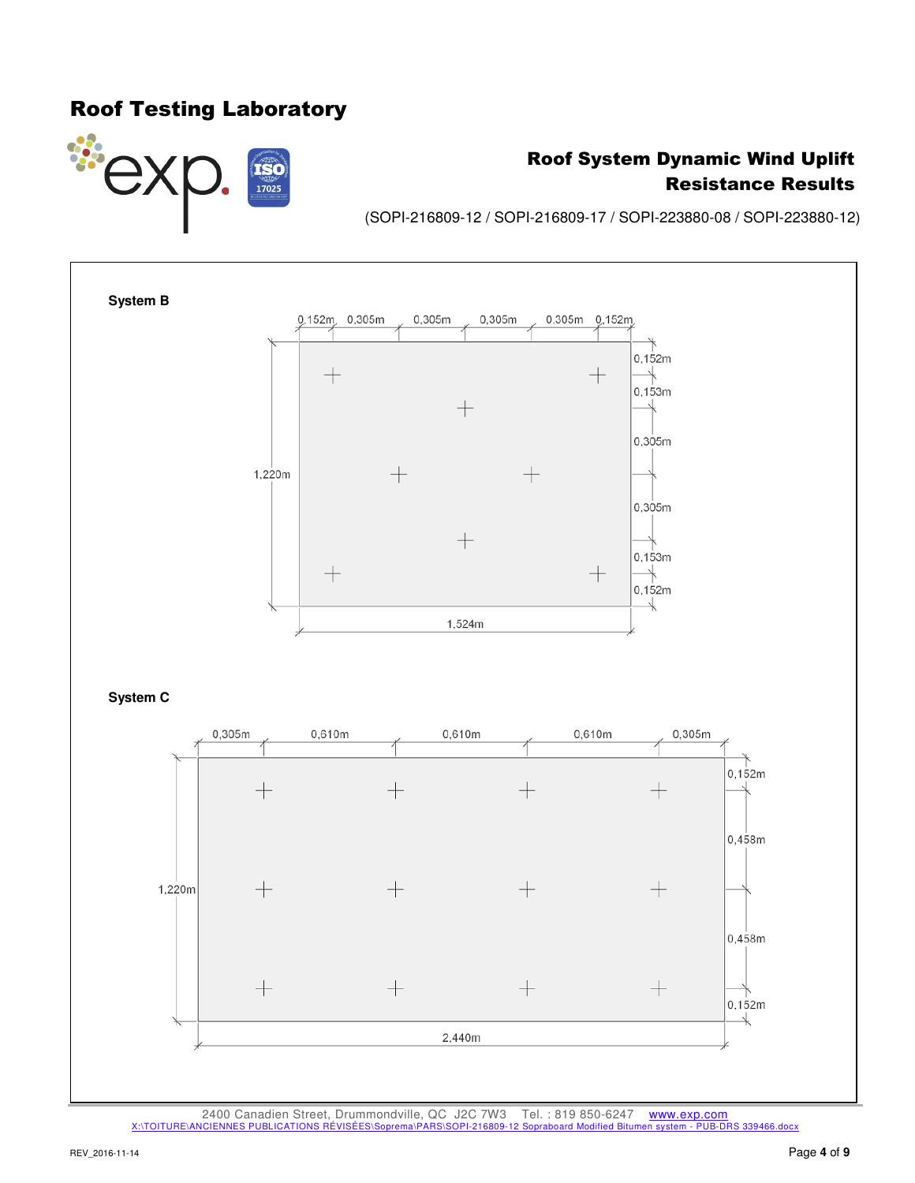# Roof Testing Laboratory

## Roof System Dynamic Wind Uplift Resistance Results

(SOPI-216809-12 / SOPI-216809-17 / SOPI-223880-08 / SOPI-223880-12)

**System B**

0,152m 0,305m 0,305m 0,305m 0,305m 0,152m

0,152m 0,153m 0,305m 0,305m 0,153m 0,152m

1,220m

1,524m

**System C**

0,305m 0,610m 0,610m 0,610m 0,305m

0,152m 0,458m 0,458m 0,152m

1,220m

2,440m

2400 Canadien Street, Drummondville, QC J2C 7W3 Tel. : 819 850-6247 www.exp.com
X:\TOITURE\ANCIENNES PUBLICATIONS RÉVISÉES\Soprema\PARS\SOPI-216809-12 Sopraboard Modified Bitumen system - PUB-DRS 339466.docx

REV_2016-11-14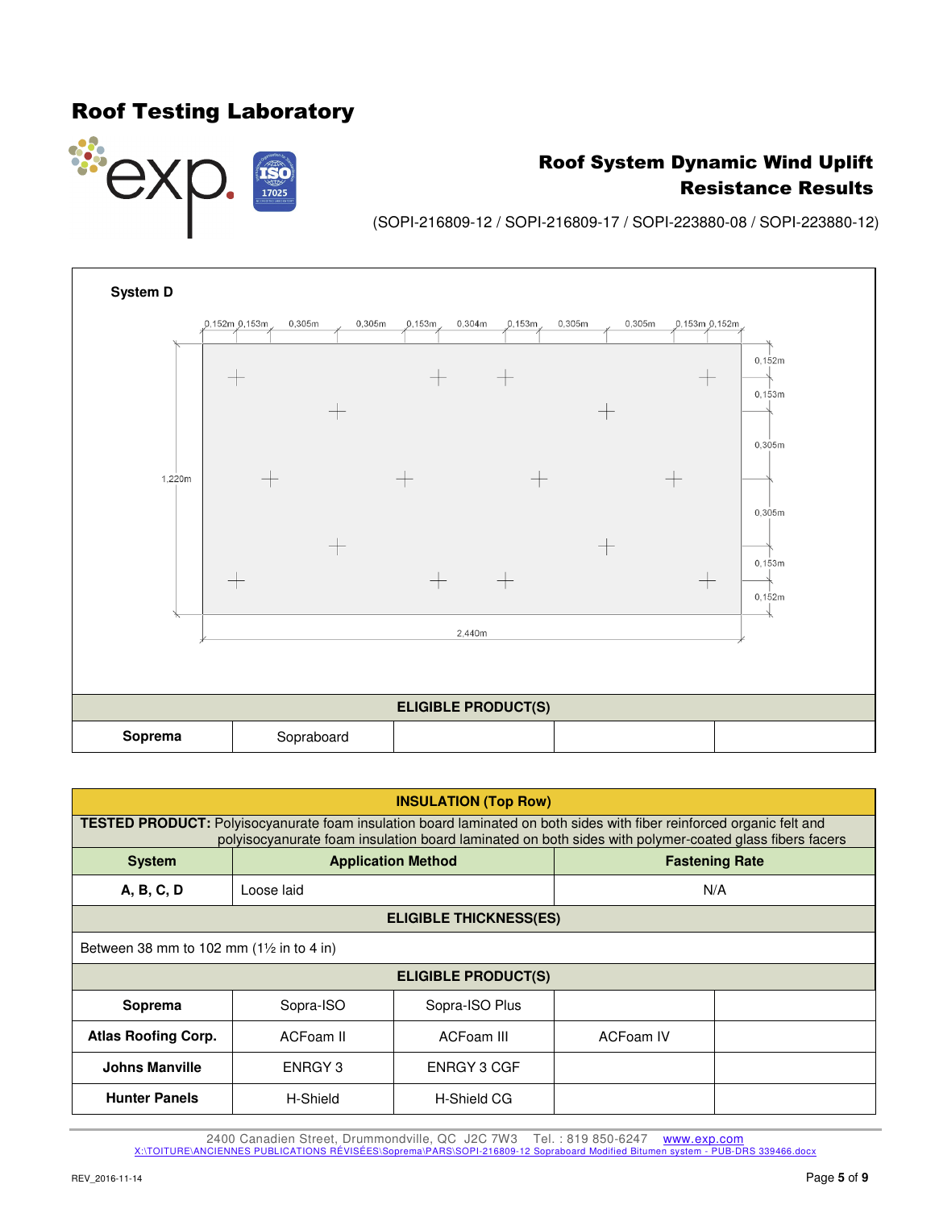# Roof Testing Laboratory

## Roof System Dynamic Wind Uplift Resistance Results

(SOPI-216809-12 / SOPI-216809-17 / SOPI-223880-08 / SOPI-223880-12)

**System D**

0,152m 0,153m 0,305m 0,305m 0,153m 0,304m 0,153m 0,305m 0,305m 0,153m 0,152m

0,152m 0,153m 0,305m 0,305m 0,153m 0,152m

1,220m

2,440m

| ELIGIBLE PRODUCT(S) | | | | |
|---|---|---|---|---|
| **Soprema** | Sopraboard | | | |

| INSULATION (Top Row) | | |
|---|---|---|
| **TESTED PRODUCT:** Polyisocyanurate foam insulation board laminated on both sides with fiber reinforced organic felt and polyisocyanurate foam insulation board laminated on both sides with polymer-coated glass fibers facers | | |
| **System** | **Application Method** | **Fastening Rate** |
| **A, B, C, D** | Loose laid | N/A |

| ELIGIBLE THICKNESS(ES) |
|---|
| Between 38 mm to 102 mm (1½ in to 4 in) |

| ELIGIBLE PRODUCT(S) | | | | |
|---|---|---|---|---|
| **Soprema** | Sopra-ISO | Sopra-ISO Plus | | |
| **Atlas Roofing Corp.** | ACFoam II | ACFoam III | ACFoam IV | |
| **Johns Manville** | ENRGY 3 | ENRGY 3 CGF | | |
| **Hunter Panels** | H-Shield | H-Shield CG | | |

2400 Canadien Street, Drummondville, QC J2C 7W3 Tel. : 819 850-6247 www.exp.com
X:\TOITURE\ANCIENNES PUBLICATIONS RÉVISÉES\Soprema\PARS\SOPI-216809-12 Sopraboard Modified Bitumen system - PUB-DRS 339466.docx

REV_2016-11-14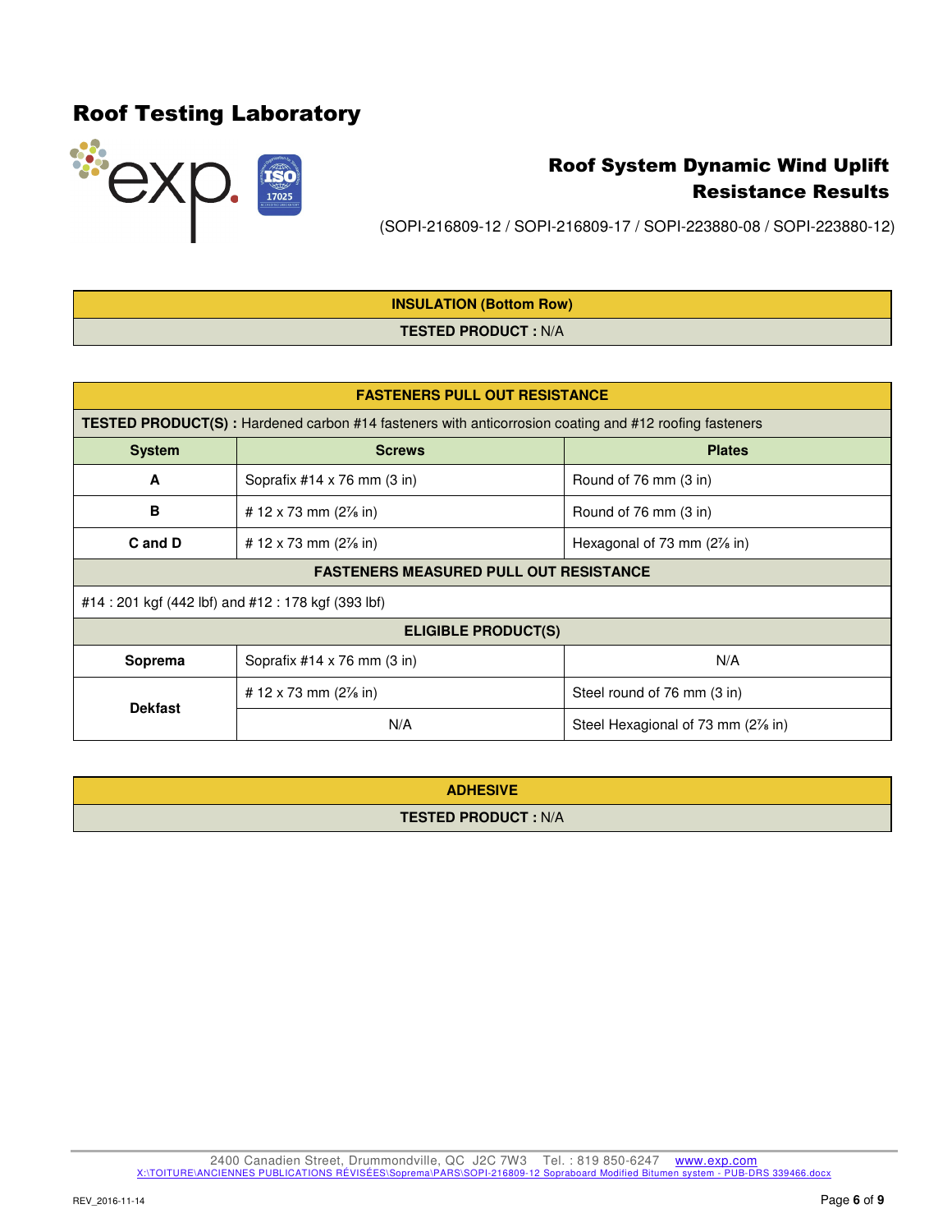# Roof Testing Laboratory

## Roof System Dynamic Wind Uplift Resistance Results

(SOPI-216809-12 / SOPI-216809-17 / SOPI-223880-08 / SOPI-223880-12)

| INSULATION (Bottom Row) |
|---|
| **TESTED PRODUCT :** N/A |

| FASTENERS PULL OUT RESISTANCE | | |
|---|---|---|
| **TESTED PRODUCT(S) :** Hardened carbon #14 fasteners with anticorrosion coating and #12 roofing fasteners | | |
| **System** | **Screws** | **Plates** |
| **A** | Soprafix #14 x 76 mm (3 in) | Round of 76 mm (3 in) |
| **B** | # 12 x 73 mm (2⅞ in) | Round of 76 mm (3 in) |
| **C and D** | # 12 x 73 mm (2⅞ in) | Hexagonal of 73 mm (2⅞ in) |
| **FASTENERS MEASURED PULL OUT RESISTANCE** | | |
| #14 : 201 kgf (442 lbf) and #12 : 178 kgf (393 lbf) | | |
| **ELIGIBLE PRODUCT(S)** | | |
| **Soprema** | Soprafix #14 x 76 mm (3 in) | N/A |
| **Dekfast** | # 12 x 73 mm (2⅞ in) | Steel round of 76 mm (3 in) |
| | N/A | Steel Hexagional of 73 mm (2⅞ in) |

| ADHESIVE |
|---|
| **TESTED PRODUCT :** N/A |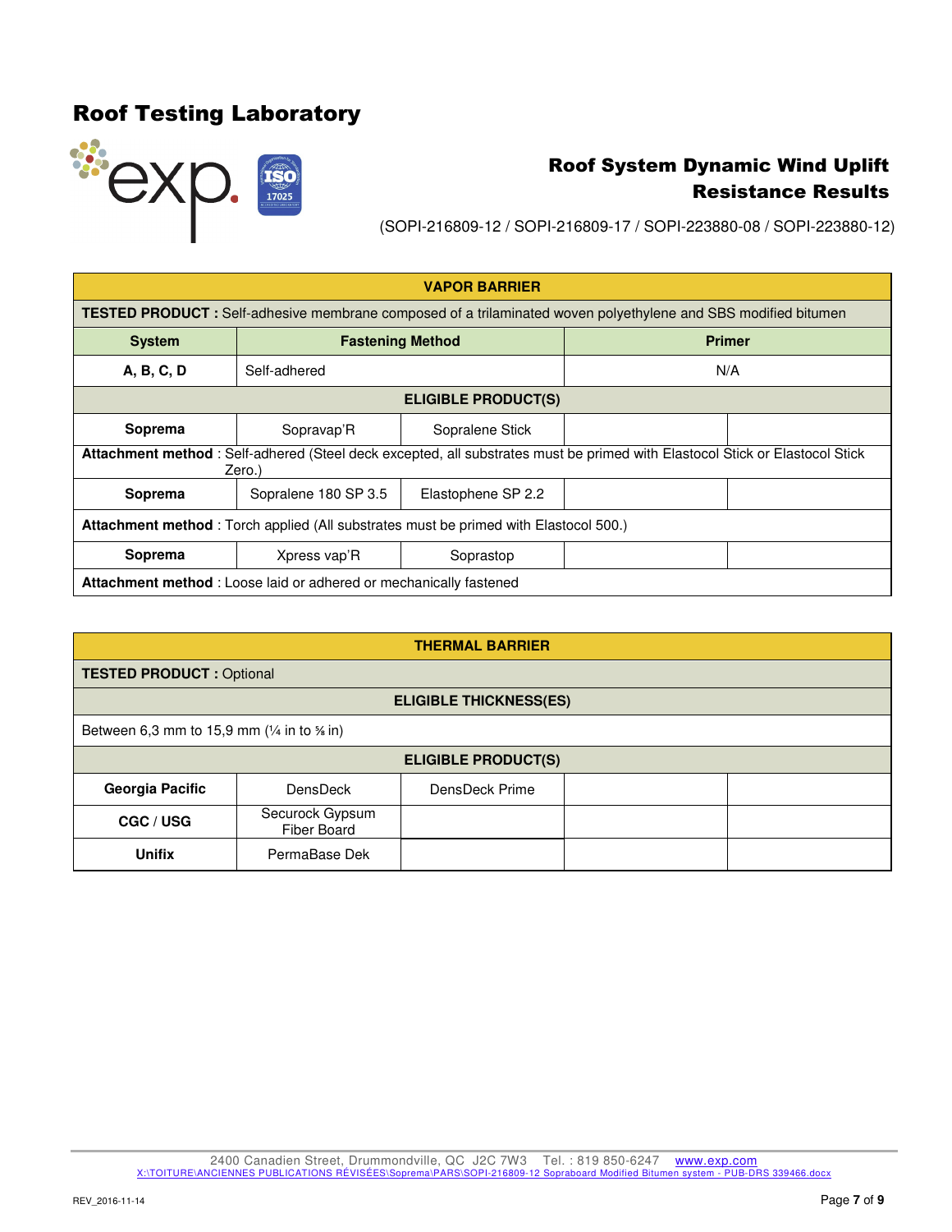# Roof Testing Laboratory

## Roof System Dynamic Wind Uplift Resistance Results

(SOPI-216809-12 / SOPI-216809-17 / SOPI-223880-08 / SOPI-223880-12)

| VAPOR BARRIER | | | | |
|---|---|---|---|---|
| **TESTED PRODUCT :** Self-adhesive membrane composed of a trilaminated woven polyethylene and SBS modified bitumen | | | | |
| **System** | **Fastening Method** | | **Primer** | |
| **A, B, C, D** | Self-adhered | | N/A | |
| **ELIGIBLE PRODUCT(S)** | | | | |
| **Soprema** | Sopravap'R | Sopralene Stick | | |
| **Attachment method** : Self-adhered (Steel deck excepted, all substrates must be primed with Elastocol Stick or Elastocol Stick Zero.) | | | | |
| **Soprema** | Sopralene 180 SP 3.5 | Elastophene SP 2.2 | | |
| **Attachment method** : Torch applied (All substrates must be primed with Elastocol 500.) | | | | |
| **Soprema** | Xpress vap'R | Soprastop | | |
| **Attachment method** : Loose laid or adhered or mechanically fastened | | | | |

| THERMAL BARRIER | | | | |
|---|---|---|---|---|
| **TESTED PRODUCT :** Optional | | | | |
| **ELIGIBLE THICKNESS(ES)** | | | | |
| Between 6,3 mm to 15,9 mm (¼ in to ⅝ in) | | | | |
| **ELIGIBLE PRODUCT(S)** | | | | |
| **Georgia Pacific** | DensDeck | DensDeck Prime | | |
| **CGC / USG** | Securock Gypsum Fiber Board | | | |
| **Unifix** | PermaBase Dek | | | |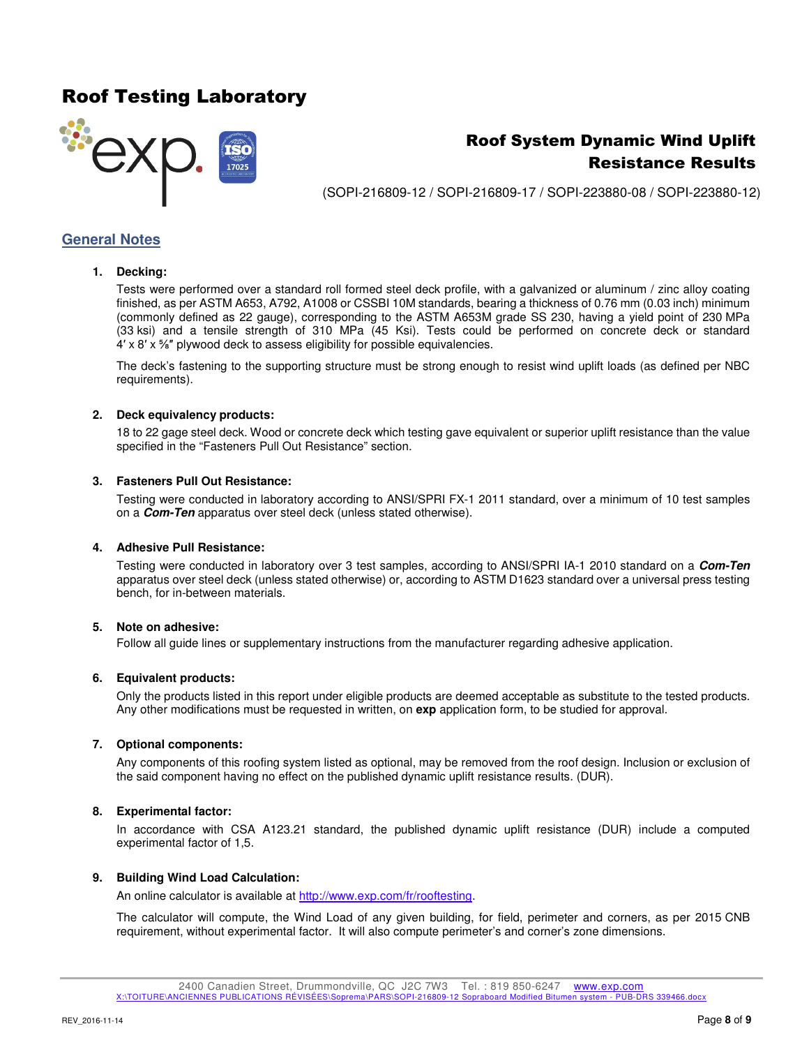# Roof Testing Laboratory

## Roof System Dynamic Wind Uplift Resistance Results

(SOPI-216809-12 / SOPI-216809-17 / SOPI-223880-08 / SOPI-223880-12)

## General Notes

1. **Decking:**

   Tests were performed over a standard roll formed steel deck profile, with a galvanized or aluminum / zinc alloy coating finished, as per ASTM A653, A792, A1008 or CSSBI 10M standards, bearing a thickness of 0.76 mm (0.03 inch) minimum (commonly defined as 22 gauge), corresponding to the ASTM A653M grade SS 230, having a yield point of 230 MPa (33 ksi) and a tensile strength of 310 MPa (45 Ksi). Tests could be performed on concrete deck or standard 4′ x 8′ x ⅝″ plywood deck to assess eligibility for possible equivalencies.

   The deck's fastening to the supporting structure must be strong enough to resist wind uplift loads (as defined per NBC requirements).

2. **Deck equivalency products:**

   18 to 22 gage steel deck. Wood or concrete deck which testing gave equivalent or superior uplift resistance than the value specified in the "Fasteners Pull Out Resistance" section.

3. **Fasteners Pull Out Resistance:**

   Testing were conducted in laboratory according to ANSI/SPRI FX-1 2011 standard, over a minimum of 10 test samples on a ***Com-Ten*** apparatus over steel deck (unless stated otherwise).

4. **Adhesive Pull Resistance:**

   Testing were conducted in laboratory over 3 test samples, according to ANSI/SPRI IA-1 2010 standard on a ***Com-Ten*** apparatus over steel deck (unless stated otherwise) or, according to ASTM D1623 standard over a universal press testing bench, for in-between materials.

5. **Note on adhesive:**

   Follow all guide lines or supplementary instructions from the manufacturer regarding adhesive application.

6. **Equivalent products:**

   Only the products listed in this report under eligible products are deemed acceptable as substitute to the tested products. Any other modifications must be requested in written, on **exp** application form, to be studied for approval.

7. **Optional components:**

   Any components of this roofing system listed as optional, may be removed from the roof design. Inclusion or exclusion of the said component having no effect on the published dynamic uplift resistance results. (DUR).

8. **Experimental factor:**

   In accordance with CSA A123.21 standard, the published dynamic uplift resistance (DUR) include a computed experimental factor of 1,5.

9. **Building Wind Load Calculation:**

   An online calculator is available at http://www.exp.com/fr/rooftesting.

   The calculator will compute, the Wind Load of any given building, for field, perimeter and corners, as per 2015 CNB requirement, without experimental factor. It will also compute perimeter's and corner's zone dimensions.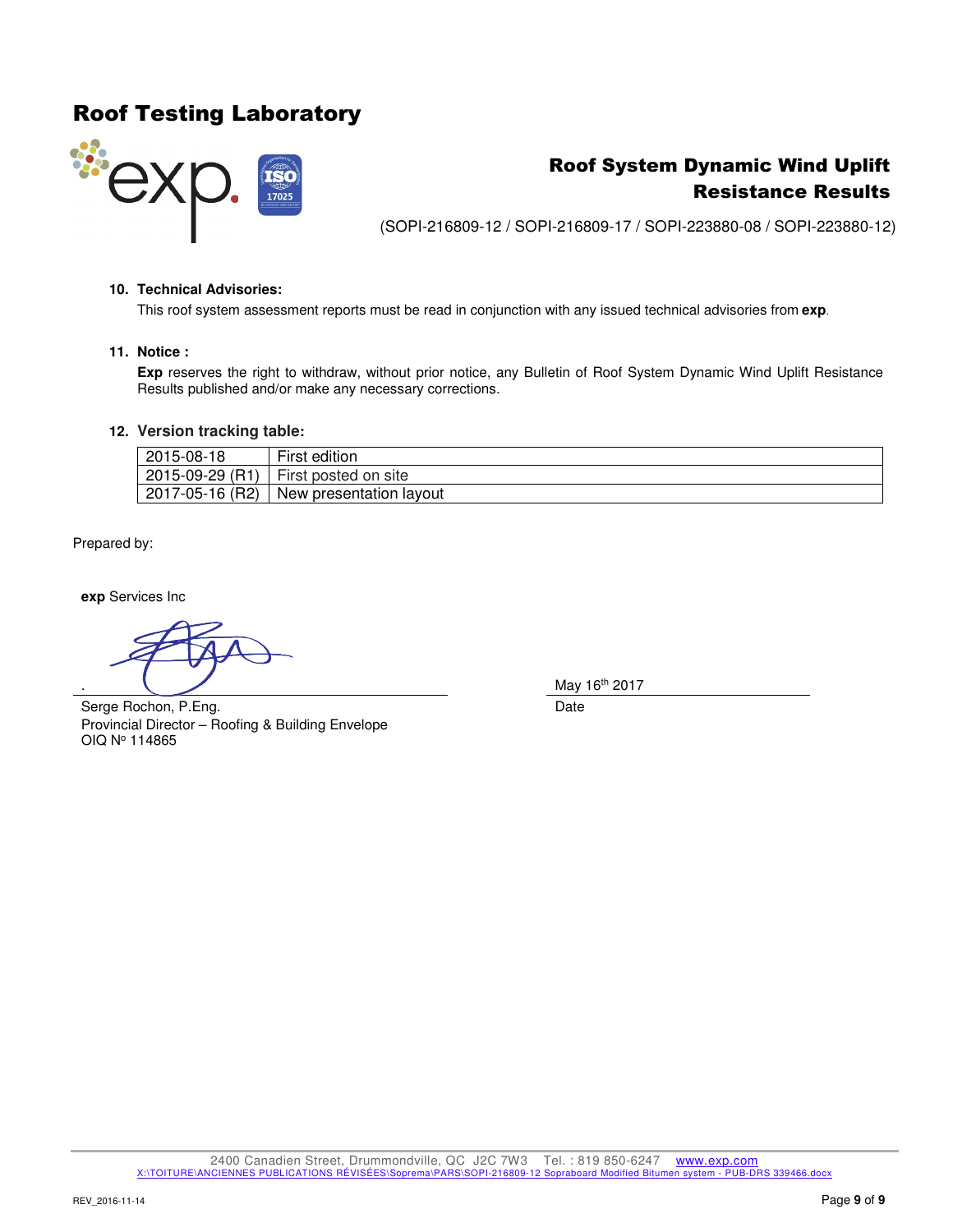# Roof Testing Laboratory

## Roof System Dynamic Wind Uplift Resistance Results

(SOPI-216809-12 / SOPI-216809-17 / SOPI-223880-08 / SOPI-223880-12)

**10. Technical Advisories:**

This roof system assessment reports must be read in conjunction with any issued technical advisories from **exp**.

**11. Notice :**

**Exp** reserves the right to withdraw, without prior notice, any Bulletin of Roof System Dynamic Wind Uplift Resistance Results published and/or make any necessary corrections.

**12. Version tracking table:**

| | |
|---|---|
| 2015-08-18 | First edition |
| 2015-09-29 (R1) | First posted on site |
| 2017-05-16 (R2) | New presentation layout |

Prepared by:

**exp** Services Inc

Serge Rochon, P.Eng.
Provincial Director – Roofing & Building Envelope
OIQ Nº 114865

May 16th 2017
Date

2400 Canadien Street, Drummondville, QC J2C 7W3 Tel. : 819 850-6247 www.exp.com
X:\TOITURE\ANCIENNES PUBLICATIONS RÉVISÉES\Soprema\PARS\SOPI-216809-12 Sopraboard Modified Bitumen system - PUB-DRS 339466.docx

REV_2016-11-14